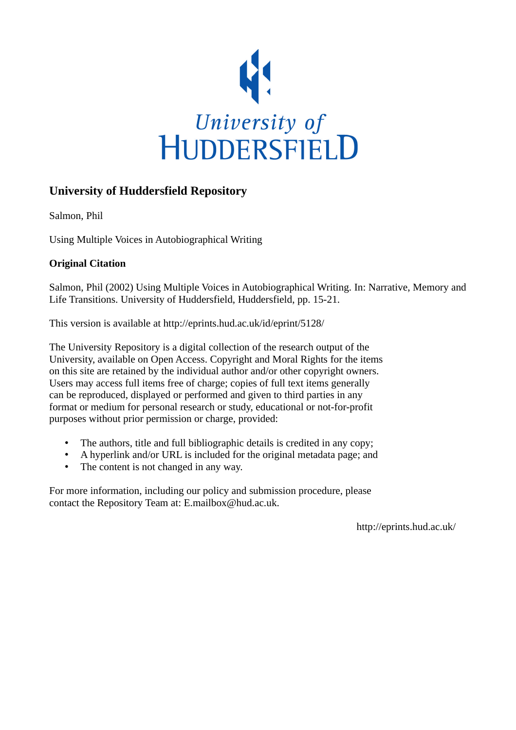University of HUDDERSFIELD

## University of Huddersfield Repository

Salmon, Phil

Using Multiple Voices in Autobiographical Writing

### Original Citation

Salmon, Phil (2002) Using Multiple Voices in Autobiographical Writing. In: Narrative, Memory and Life Transitions. University of Huddersfield, Huddersfield, pp. 15-21.

This version is available at http://eprints.hud.ac.uk/id/eprint/5128/

The University Repository is a digital collection of the research output of the University, available on Open Access. Copyright and Moral Rights for the items on this site are retained by the individual author and/or other copyright owners. Users may access full items free of charge; copies of full text items generally can be reproduced, displayed or performed and given to third parties in any format or medium for personal research or study, educational or not-for-profit purposes without prior permission or charge, provided:

- The authors, title and full bibliographic details is credited in any copy;
- A hyperlink and/or URL is included for the original metadata page; and
- The content is not changed in any way.

For more information, including our policy and submission procedure, please contact the Repository Team at: E.mailbox@hud.ac.uk.

http://eprints.hud.ac.uk/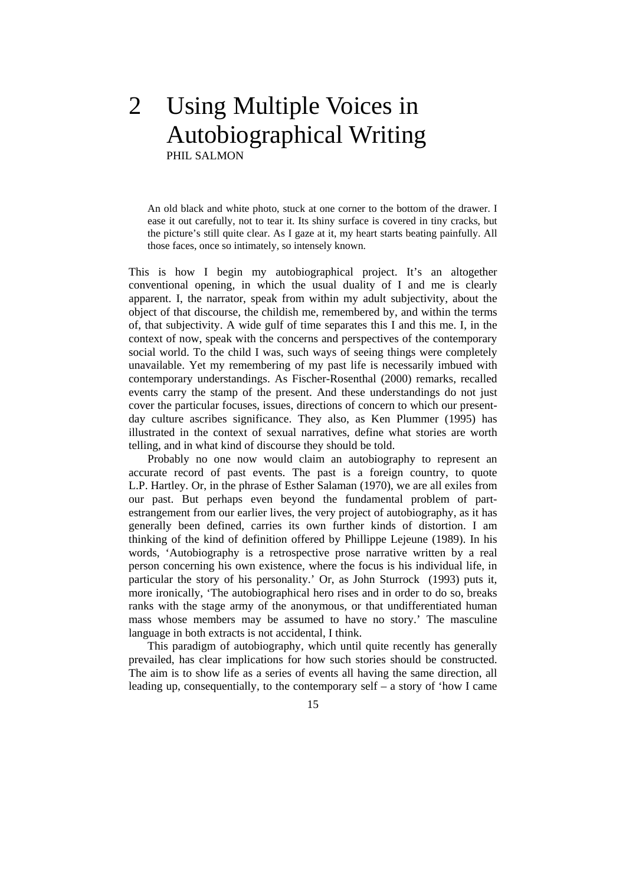# 2 Using Multiple Voices in Autobiographical Writing

PHIL SALMON

> An old black and white photo, stuck at one corner to the bottom of the drawer. I ease it out carefully, not to tear it. Its shiny surface is covered in tiny cracks, but the picture's still quite clear. As I gaze at it, my heart starts beating painfully. All those faces, once so intimately, so intensely known.

This is how I begin my autobiographical project. It's an altogether conventional opening, in which the usual duality of I and me is clearly apparent. I, the narrator, speak from within my adult subjectivity, about the object of that discourse, the childish me, remembered by, and within the terms of, that subjectivity. A wide gulf of time separates this I and this me. I, in the context of now, speak with the concerns and perspectives of the contemporary social world. To the child I was, such ways of seeing things were completely unavailable. Yet my remembering of my past life is necessarily imbued with contemporary understandings. As Fischer-Rosenthal (2000) remarks, recalled events carry the stamp of the present. And these understandings do not just cover the particular focuses, issues, directions of concern to which our present-day culture ascribes significance. They also, as Ken Plummer (1995) has illustrated in the context of sexual narratives, define what stories are worth telling, and in what kind of discourse they should be told.

Probably no one now would claim an autobiography to represent an accurate record of past events. The past is a foreign country, to quote L.P. Hartley. Or, in the phrase of Esther Salaman (1970), we are all exiles from our past. But perhaps even beyond the fundamental problem of part-estrangement from our earlier lives, the very project of autobiography, as it has generally been defined, carries its own further kinds of distortion. I am thinking of the kind of definition offered by Phillippe Lejeune (1989). In his words, 'Autobiography is a retrospective prose narrative written by a real person concerning his own existence, where the focus is his individual life, in particular the story of his personality.' Or, as John Sturrock (1993) puts it, more ironically, 'The autobiographical hero rises and in order to do so, breaks ranks with the stage army of the anonymous, or that undifferentiated human mass whose members may be assumed to have no story.' The masculine language in both extracts is not accidental, I think.

This paradigm of autobiography, which until quite recently has generally prevailed, has clear implications for how such stories should be constructed. The aim is to show life as a series of events all having the same direction, all leading up, consequentially, to the contemporary self – a story of 'how I came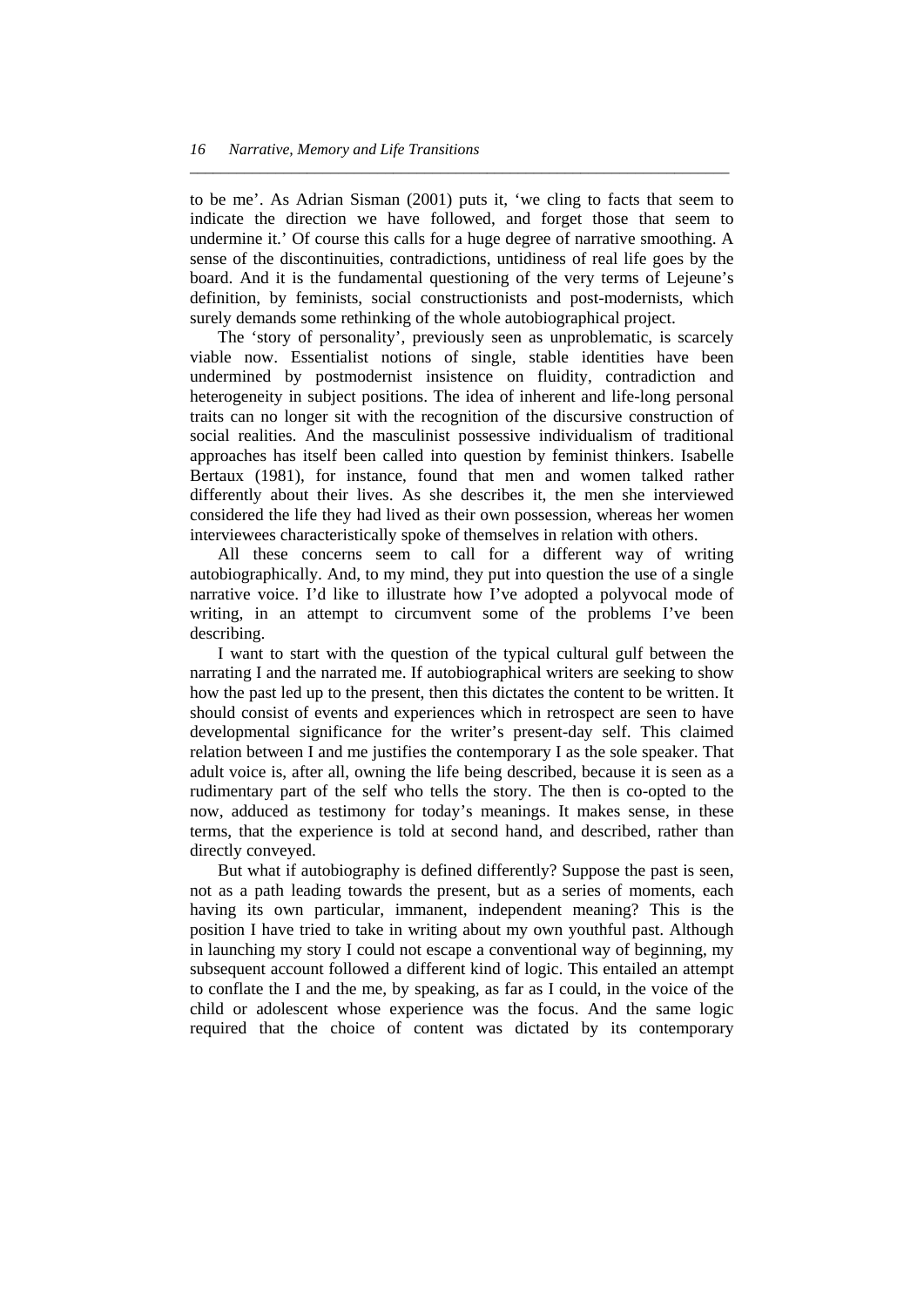to be me'. As Adrian Sisman (2001) puts it, 'we cling to facts that seem to indicate the direction we have followed, and forget those that seem to undermine it.' Of course this calls for a huge degree of narrative smoothing. A sense of the discontinuities, contradictions, untidiness of real life goes by the board. And it is the fundamental questioning of the very terms of Lejeune's definition, by feminists, social constructionists and post-modernists, which surely demands some rethinking of the whole autobiographical project.

The 'story of personality', previously seen as unproblematic, is scarcely viable now. Essentialist notions of single, stable identities have been undermined by postmodernist insistence on fluidity, contradiction and heterogeneity in subject positions. The idea of inherent and life-long personal traits can no longer sit with the recognition of the discursive construction of social realities. And the masculinist possessive individualism of traditional approaches has itself been called into question by feminist thinkers. Isabelle Bertaux (1981), for instance, found that men and women talked rather differently about their lives. As she describes it, the men she interviewed considered the life they had lived as their own possession, whereas her women interviewees characteristically spoke of themselves in relation with others.

All these concerns seem to call for a different way of writing autobiographically. And, to my mind, they put into question the use of a single narrative voice. I'd like to illustrate how I've adopted a polyvocal mode of writing, in an attempt to circumvent some of the problems I've been describing.

I want to start with the question of the typical cultural gulf between the narrating I and the narrated me. If autobiographical writers are seeking to show how the past led up to the present, then this dictates the content to be written. It should consist of events and experiences which in retrospect are seen to have developmental significance for the writer's present-day self. This claimed relation between I and me justifies the contemporary I as the sole speaker. That adult voice is, after all, owning the life being described, because it is seen as a rudimentary part of the self who tells the story. The then is co-opted to the now, adduced as testimony for today's meanings. It makes sense, in these terms, that the experience is told at second hand, and described, rather than directly conveyed.

But what if autobiography is defined differently? Suppose the past is seen, not as a path leading towards the present, but as a series of moments, each having its own particular, immanent, independent meaning? This is the position I have tried to take in writing about my own youthful past. Although in launching my story I could not escape a conventional way of beginning, my subsequent account followed a different kind of logic. This entailed an attempt to conflate the I and the me, by speaking, as far as I could, in the voice of the child or adolescent whose experience was the focus. And the same logic required that the choice of content was dictated by its contemporary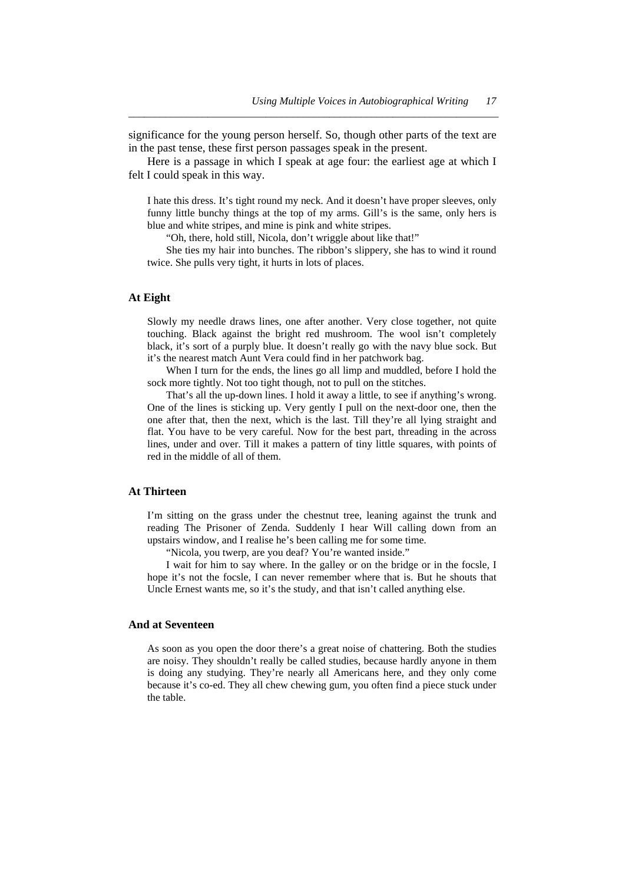significance for the young person herself. So, though other parts of the text are in the past tense, these first person passages speak in the present.

Here is a passage in which I speak at age four: the earliest age at which I felt I could speak in this way.

> I hate this dress. It's tight round my neck. And it doesn't have proper sleeves, only funny little bunchy things at the top of my arms. Gill's is the same, only hers is blue and white stripes, and mine is pink and white stripes.
>
> "Oh, there, hold still, Nicola, don't wriggle about like that!"
>
> She ties my hair into bunches. The ribbon's slippery, she has to wind it round twice. She pulls very tight, it hurts in lots of places.

### At Eight

> Slowly my needle draws lines, one after another. Very close together, not quite touching. Black against the bright red mushroom. The wool isn't completely black, it's sort of a purply blue. It doesn't really go with the navy blue sock. But it's the nearest match Aunt Vera could find in her patchwork bag.
>
> When I turn for the ends, the lines go all limp and muddled, before I hold the sock more tightly. Not too tight though, not to pull on the stitches.
>
> That's all the up-down lines. I hold it away a little, to see if anything's wrong. One of the lines is sticking up. Very gently I pull on the next-door one, then the one after that, then the next, which is the last. Till they're all lying straight and flat. You have to be very careful. Now for the best part, threading in the across lines, under and over. Till it makes a pattern of tiny little squares, with points of red in the middle of all of them.

### At Thirteen

> I'm sitting on the grass under the chestnut tree, leaning against the trunk and reading The Prisoner of Zenda. Suddenly I hear Will calling down from an upstairs window, and I realise he's been calling me for some time.
>
> "Nicola, you twerp, are you deaf? You're wanted inside."
>
> I wait for him to say where. In the galley or on the bridge or in the focsle, I hope it's not the focsle, I can never remember where that is. But he shouts that Uncle Ernest wants me, so it's the study, and that isn't called anything else.

### And at Seventeen

> As soon as you open the door there's a great noise of chattering. Both the studies are noisy. They shouldn't really be called studies, because hardly anyone in them is doing any studying. They're nearly all Americans here, and they only come because it's co-ed. They all chew chewing gum, you often find a piece stuck under the table.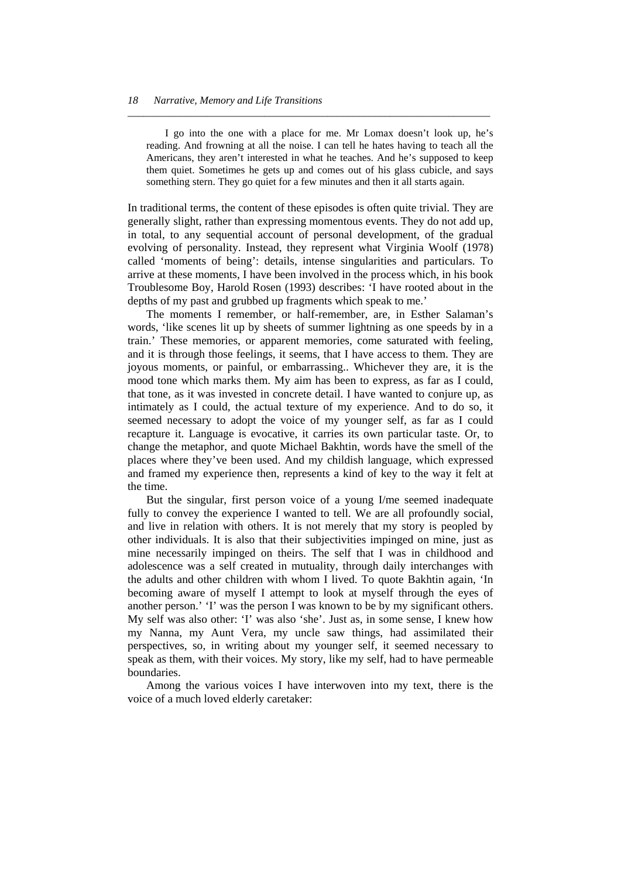> I go into the one with a place for me. Mr Lomax doesn't look up, he's reading. And frowning at all the noise. I can tell he hates having to teach all the Americans, they aren't interested in what he teaches. And he's supposed to keep them quiet. Sometimes he gets up and comes out of his glass cubicle, and says something stern. They go quiet for a few minutes and then it all starts again.

In traditional terms, the content of these episodes is often quite trivial. They are generally slight, rather than expressing momentous events. They do not add up, in total, to any sequential account of personal development, of the gradual evolving of personality. Instead, they represent what Virginia Woolf (1978) called 'moments of being': details, intense singularities and particulars. To arrive at these moments, I have been involved in the process which, in his book Troublesome Boy, Harold Rosen (1993) describes: 'I have rooted about in the depths of my past and grubbed up fragments which speak to me.'

The moments I remember, or half-remember, are, in Esther Salaman's words, 'like scenes lit up by sheets of summer lightning as one speeds by in a train.' These memories, or apparent memories, come saturated with feeling, and it is through those feelings, it seems, that I have access to them. They are joyous moments, or painful, or embarrassing.. Whichever they are, it is the mood tone which marks them. My aim has been to express, as far as I could, that tone, as it was invested in concrete detail. I have wanted to conjure up, as intimately as I could, the actual texture of my experience. And to do so, it seemed necessary to adopt the voice of my younger self, as far as I could recapture it. Language is evocative, it carries its own particular taste. Or, to change the metaphor, and quote Michael Bakhtin, words have the smell of the places where they've been used. And my childish language, which expressed and framed my experience then, represents a kind of key to the way it felt at the time.

But the singular, first person voice of a young I/me seemed inadequate fully to convey the experience I wanted to tell. We are all profoundly social, and live in relation with others. It is not merely that my story is peopled by other individuals. It is also that their subjectivities impinged on mine, just as mine necessarily impinged on theirs. The self that I was in childhood and adolescence was a self created in mutuality, through daily interchanges with the adults and other children with whom I lived. To quote Bakhtin again, 'In becoming aware of myself I attempt to look at myself through the eyes of another person.' 'I' was the person I was known to be by my significant others. My self was also other: 'I' was also 'she'. Just as, in some sense, I knew how my Nanna, my Aunt Vera, my uncle saw things, had assimilated their perspectives, so, in writing about my younger self, it seemed necessary to speak as them, with their voices. My story, like my self, had to have permeable boundaries.

Among the various voices I have interwoven into my text, there is the voice of a much loved elderly caretaker: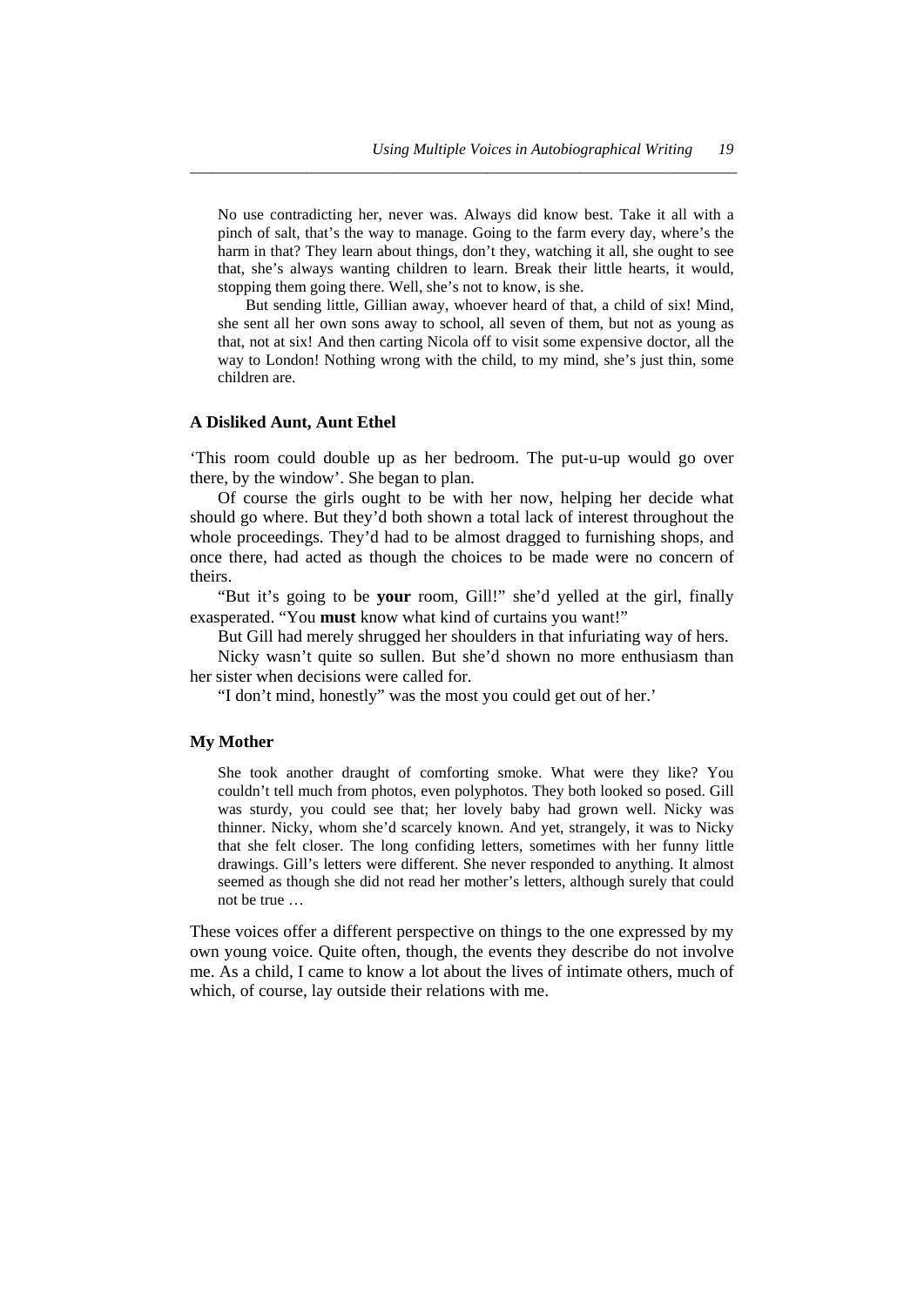> No use contradicting her, never was. Always did know best. Take it all with a pinch of salt, that's the way to manage. Going to the farm every day, where's the harm in that? They learn about things, don't they, watching it all, she ought to see that, she's always wanting children to learn. Break their little hearts, it would, stopping them going there. Well, she's not to know, is she.
>
> But sending little, Gillian away, whoever heard of that, a child of six! Mind, she sent all her own sons away to school, all seven of them, but not as young as that, not at six! And then carting Nicola off to visit some expensive doctor, all the way to London! Nothing wrong with the child, to my mind, she's just thin, some children are.

**A Disliked Aunt, Aunt Ethel**

'This room could double up as her bedroom. The put-u-up would go over there, by the window'. She began to plan.

Of course the girls ought to be with her now, helping her decide what should go where. But they'd both shown a total lack of interest throughout the whole proceedings. They'd had to be almost dragged to furnishing shops, and once there, had acted as though the choices to be made were no concern of theirs.

"But it's going to be **your** room, Gill!" she'd yelled at the girl, finally exasperated. "You **must** know what kind of curtains you want!"

But Gill had merely shrugged her shoulders in that infuriating way of hers.

Nicky wasn't quite so sullen. But she'd shown no more enthusiasm than her sister when decisions were called for.

"I don't mind, honestly" was the most you could get out of her.'

**My Mother**

> She took another draught of comforting smoke. What were they like? You couldn't tell much from photos, even polyphotos. They both looked so posed. Gill was sturdy, you could see that; her lovely baby had grown well. Nicky was thinner. Nicky, whom she'd scarcely known. And yet, strangely, it was to Nicky that she felt closer. The long confiding letters, sometimes with her funny little drawings. Gill's letters were different. She never responded to anything. It almost seemed as though she did not read her mother's letters, although surely that could not be true …

These voices offer a different perspective on things to the one expressed by my own young voice. Quite often, though, the events they describe do not involve me. As a child, I came to know a lot about the lives of intimate others, much of which, of course, lay outside their relations with me.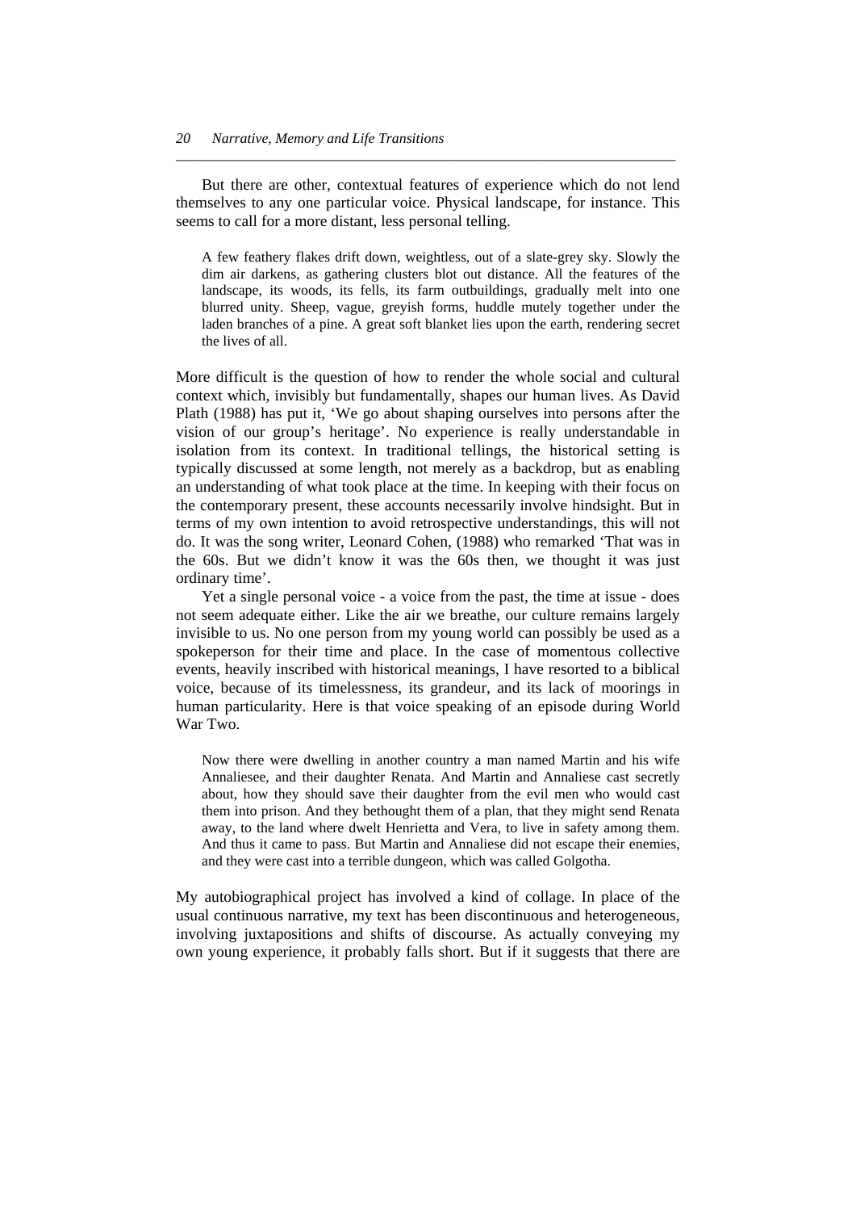But there are other, contextual features of experience which do not lend themselves to any one particular voice. Physical landscape, for instance. This seems to call for a more distant, less personal telling.

> A few feathery flakes drift down, weightless, out of a slate-grey sky. Slowly the dim air darkens, as gathering clusters blot out distance. All the features of the landscape, its woods, its fells, its farm outbuildings, gradually melt into one blurred unity. Sheep, vague, greyish forms, huddle mutely together under the laden branches of a pine. A great soft blanket lies upon the earth, rendering secret the lives of all.

More difficult is the question of how to render the whole social and cultural context which, invisibly but fundamentally, shapes our human lives. As David Plath (1988) has put it, 'We go about shaping ourselves into persons after the vision of our group's heritage'. No experience is really understandable in isolation from its context. In traditional tellings, the historical setting is typically discussed at some length, not merely as a backdrop, but as enabling an understanding of what took place at the time. In keeping with their focus on the contemporary present, these accounts necessarily involve hindsight. But in terms of my own intention to avoid retrospective understandings, this will not do. It was the song writer, Leonard Cohen, (1988) who remarked 'That was in the 60s. But we didn't know it was the 60s then, we thought it was just ordinary time'.

Yet a single personal voice - a voice from the past, the time at issue - does not seem adequate either. Like the air we breathe, our culture remains largely invisible to us. No one person from my young world can possibly be used as a spokeperson for their time and place. In the case of momentous collective events, heavily inscribed with historical meanings, I have resorted to a biblical voice, because of its timelessness, its grandeur, and its lack of moorings in human particularity. Here is that voice speaking of an episode during World War Two.

> Now there were dwelling in another country a man named Martin and his wife Annaliesee, and their daughter Renata. And Martin and Annaliese cast secretly about, how they should save their daughter from the evil men who would cast them into prison. And they bethought them of a plan, that they might send Renata away, to the land where dwelt Henrietta and Vera, to live in safety among them. And thus it came to pass. But Martin and Annaliese did not escape their enemies, and they were cast into a terrible dungeon, which was called Golgotha.

My autobiographical project has involved a kind of collage. In place of the usual continuous narrative, my text has been discontinuous and heterogeneous, involving juxtapositions and shifts of discourse. As actually conveying my own young experience, it probably falls short. But if it suggests that there are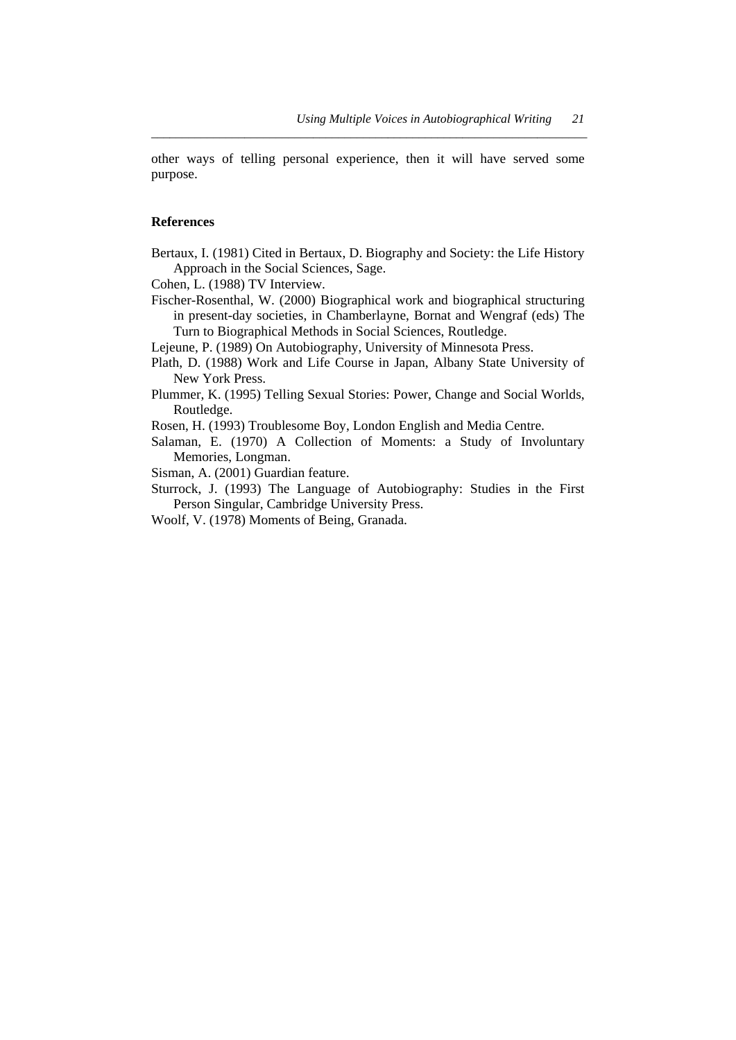other ways of telling personal experience, then it will have served some purpose.

## References

Bertaux, I. (1981) Cited in Bertaux, D. Biography and Society: the Life History Approach in the Social Sciences, Sage.

Cohen, L. (1988) TV Interview.

Fischer-Rosenthal, W. (2000) Biographical work and biographical structuring in present-day societies, in Chamberlayne, Bornat and Wengraf (eds) The Turn to Biographical Methods in Social Sciences, Routledge.

Lejeune, P. (1989) On Autobiography, University of Minnesota Press.

Plath, D. (1988) Work and Life Course in Japan, Albany State University of New York Press.

Plummer, K. (1995) Telling Sexual Stories: Power, Change and Social Worlds, Routledge.

Rosen, H. (1993) Troublesome Boy, London English and Media Centre.

Salaman, E. (1970) A Collection of Moments: a Study of Involuntary Memories, Longman.

Sisman, A. (2001) Guardian feature.

Sturrock, J. (1993) The Language of Autobiography: Studies in the First Person Singular, Cambridge University Press.

Woolf, V. (1978) Moments of Being, Granada.